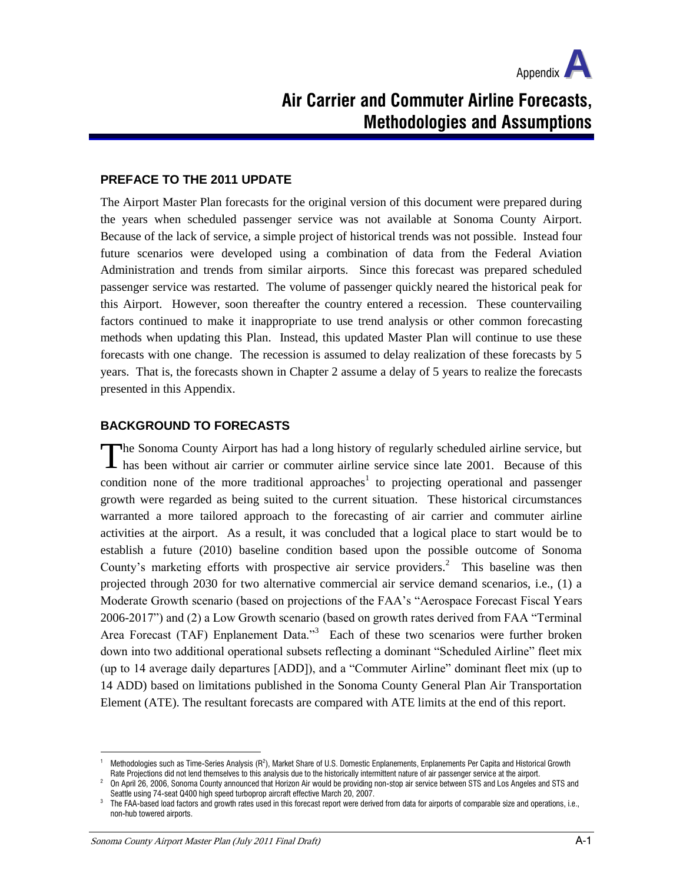Appendix A

# Air Carrier and Commuter Airline Forecasts, Methodologies and Assumptions

## PREFACE TO THE 2011 UPDATE

The Airport Master Plan forecasts for the original version of this document were prepared during the years when scheduled passenger service was not available at Sonoma County Airport. Because of the lack of service, a simple project of historical trends was not possible. Instead four future scenarios were developed using a combination of data from the Federal Aviation Administration and trends from similar airports. Since this forecast was prepared scheduled passenger service was restarted. The volume of passenger quickly neared the historical peak for this Airport. However, soon thereafter the country entered a recession. These countervailing factors continued to make it inappropriate to use trend analysis or other common forecasting methods when updating this Plan. Instead, this updated Master Plan will continue to use these forecasts with one change. The recession is assumed to delay realization of these forecasts by 5 years. That is, the forecasts shown in Chapter 2 assume a delay of 5 years to realize the forecasts presented in this Appendix.

## BACKGROUND TO FORECASTS

The Sonoma County Airport has had a long history of regularly scheduled airline service, but has been without air carrier or commuter airline service since late 2001. Because of this condition none of the more traditional approaches[1] to projecting operational and passenger growth were regarded as being suited to the current situation. These historical circumstances warranted a more tailored approach to the forecasting of air carrier and commuter airline activities at the airport. As a result, it was concluded that a logical place to start would be to establish a future (2010) baseline condition based upon the possible outcome of Sonoma County's marketing efforts with prospective air service providers.[2] This baseline was then projected through 2030 for two alternative commercial air service demand scenarios, i.e., (1) a Moderate Growth scenario (based on projections of the FAA's "Aerospace Forecast Fiscal Years 2006-2017") and (2) a Low Growth scenario (based on growth rates derived from FAA "Terminal Area Forecast (TAF) Enplanement Data."[3] Each of these two scenarios were further broken down into two additional operational subsets reflecting a dominant "Scheduled Airline" fleet mix (up to 14 average daily departures [ADD]), and a "Commuter Airline" dominant fleet mix (up to 14 ADD) based on limitations published in the Sonoma County General Plan Air Transportation Element (ATE). The resultant forecasts are compared with ATE limits at the end of this report.

---

[1] Methodologies such as Time-Series Analysis ($R^2$), Market Share of U.S. Domestic Enplanements, Enplanements Per Capita and Historical Growth Rate Projections did not lend themselves to this analysis due to the historically intermittent nature of air passenger service at the airport.

[2] On April 26, 2006, Sonoma County announced that Horizon Air would be providing non-stop air service between STS and Los Angeles and STS and Seattle using 74-seat Q400 high speed turboprop aircraft effective March 20, 2007.

[3] The FAA-based load factors and growth rates used in this forecast report were derived from data for airports of comparable size and operations, i.e., non-hub towered airports.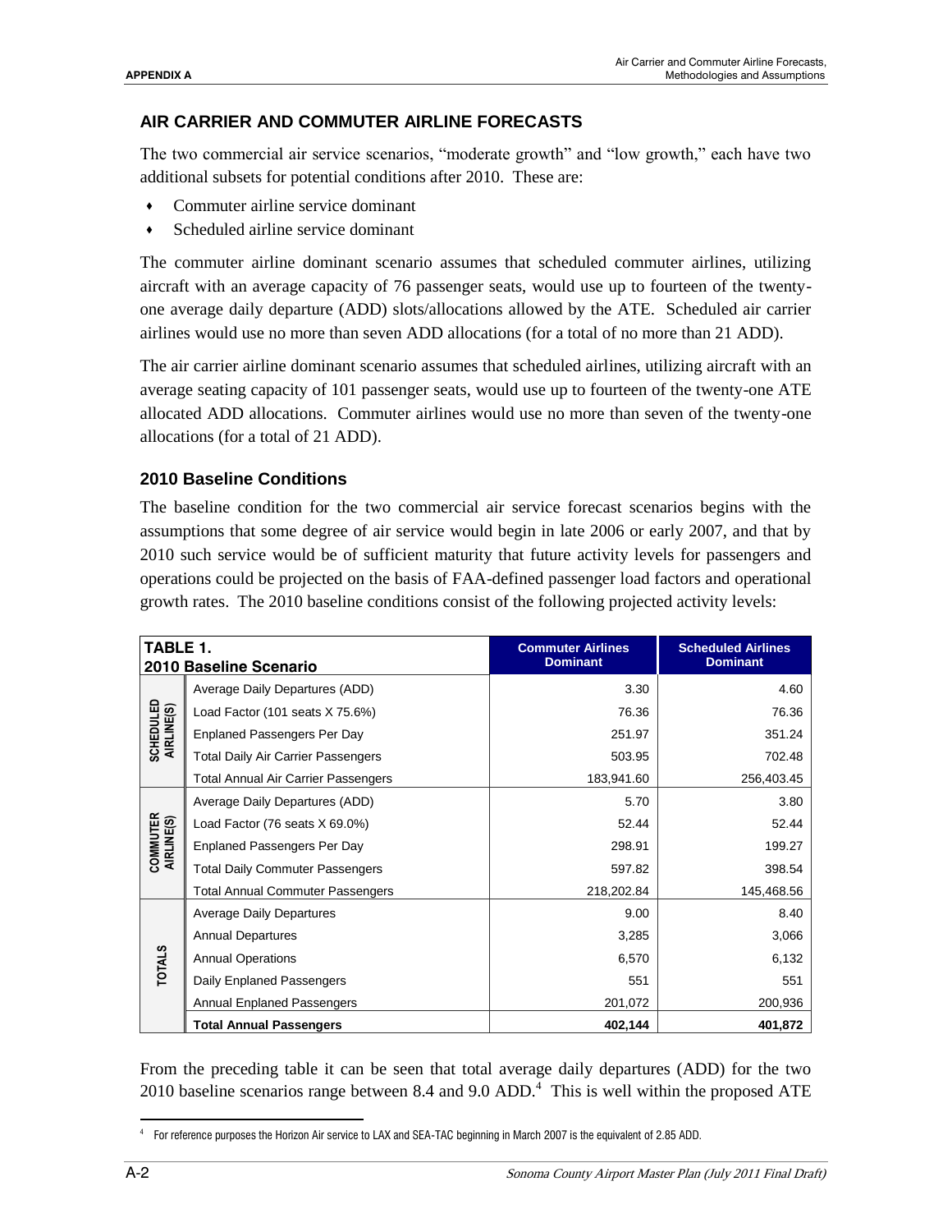## AIR CARRIER AND COMMUTER AIRLINE FORECASTS

The two commercial air service scenarios, "moderate growth" and "low growth," each have two additional subsets for potential conditions after 2010. These are:

- Commuter airline service dominant
- Scheduled airline service dominant

The commuter airline dominant scenario assumes that scheduled commuter airlines, utilizing aircraft with an average capacity of 76 passenger seats, would use up to fourteen of the twenty-one average daily departure (ADD) slots/allocations allowed by the ATE. Scheduled air carrier airlines would use no more than seven ADD allocations (for a total of no more than 21 ADD).

The air carrier airline dominant scenario assumes that scheduled airlines, utilizing aircraft with an average seating capacity of 101 passenger seats, would use up to fourteen of the twenty-one ATE allocated ADD allocations. Commuter airlines would use no more than seven of the twenty-one allocations (for a total of 21 ADD).

### 2010 Baseline Conditions

The baseline condition for the two commercial air service forecast scenarios begins with the assumptions that some degree of air service would begin in late 2006 or early 2007, and that by 2010 such service would be of sufficient maturity that future activity levels for passengers and operations could be projected on the basis of FAA-defined passenger load factors and operational growth rates. The 2010 baseline conditions consist of the following projected activity levels:

| TABLE 1. 2010 Baseline Scenario | | Commuter Airlines Dominant | Scheduled Airlines Dominant |
|---|---|---|---|
| SCHEDULED AIRLINE(S) | Average Daily Departures (ADD) | 3.30 | 4.60 |
| | Load Factor (101 seats X 75.6%) | 76.36 | 76.36 |
| | Enplaned Passengers Per Day | 251.97 | 351.24 |
| | Total Daily Air Carrier Passengers | 503.95 | 702.48 |
| | Total Annual Air Carrier Passengers | 183,941.60 | 256,403.45 |
| COMMUTER AIRLINE(S) | Average Daily Departures (ADD) | 5.70 | 3.80 |
| | Load Factor (76 seats X 69.0%) | 52.44 | 52.44 |
| | Enplaned Passengers Per Day | 298.91 | 199.27 |
| | Total Daily Commuter Passengers | 597.82 | 398.54 |
| | Total Annual Commuter Passengers | 218,202.84 | 145,468.56 |
| TOTALS | Average Daily Departures | 9.00 | 8.40 |
| | Annual Departures | 3,285 | 3,066 |
| | Annual Operations | 6,570 | 6,132 |
| | Daily Enplaned Passengers | 551 | 551 |
| | Annual Enplaned Passengers | 201,072 | 200,936 |
| | **Total Annual Passengers** | **402,144** | **401,872** |

From the preceding table it can be seen that total average daily departures (ADD) for the two 2010 baseline scenarios range between 8.4 and 9.0 ADD.[4] This is well within the proposed ATE

[4] For reference purposes the Horizon Air service to LAX and SEA-TAC beginning in March 2007 is the equivalent of 2.85 ADD.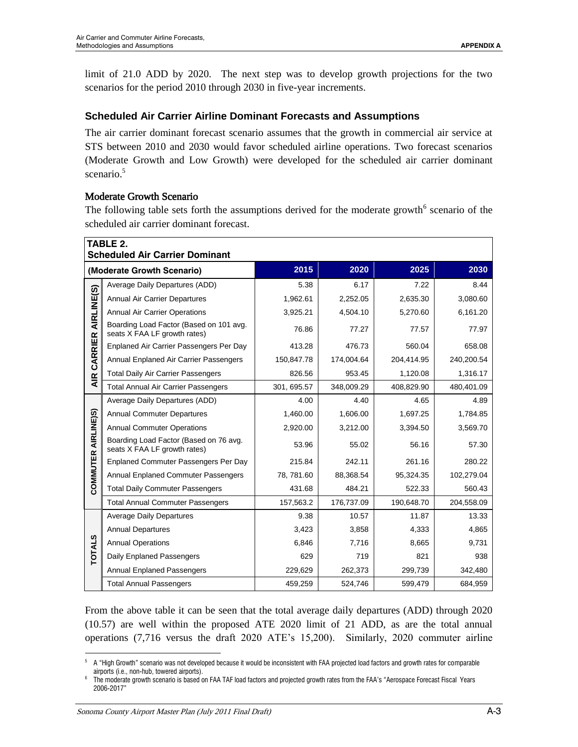limit of 21.0 ADD by 2020. The next step was to develop growth projections for the two scenarios for the period 2010 through 2030 in five-year increments.

### Scheduled Air Carrier Airline Dominant Forecasts and Assumptions

The air carrier dominant forecast scenario assumes that the growth in commercial air service at STS between 2010 and 2030 would favor scheduled airline operations. Two forecast scenarios (Moderate Growth and Low Growth) were developed for the scheduled air carrier dominant scenario.[5]

#### Moderate Growth Scenario

The following table sets forth the assumptions derived for the moderate growth[6] scenario of the scheduled air carrier dominant forecast.

**TABLE 2.**
**Scheduled Air Carrier Dominant**

| (Moderate Growth Scenario) | | 2015 | 2020 | 2025 | 2030 |
|---|---|---|---|---|---|
| AIR CARRIER AIRLINE(S) | Average Daily Departures (ADD) | 5.38 | 6.17 | 7.22 | 8.44 |
| | Annual Air Carrier Departures | 1,962.61 | 2,252.05 | 2,635.30 | 3,080.60 |
| | Annual Air Carrier Operations | 3,925.21 | 4,504.10 | 5,270.60 | 6,161.20 |
| | Boarding Load Factor (Based on 101 avg. seats X FAA LF growth rates) | 76.86 | 77.27 | 77.57 | 77.97 |
| | Enplaned Air Carrier Passengers Per Day | 413.28 | 476.73 | 560.04 | 658.08 |
| | Annual Enplaned Air Carrier Passengers | 150,847.78 | 174,004.64 | 204,414.95 | 240,200.54 |
| | Total Daily Air Carrier Passengers | 826.56 | 953.45 | 1,120.08 | 1,316.17 |
| | Total Annual Air Carrier Passengers | 301, 695.57 | 348,009.29 | 408,829.90 | 480,401.09 |
| COMMUTER AIRLINE)S) | Average Daily Departures (ADD) | 4.00 | 4.40 | 4.65 | 4.89 |
| | Annual Commuter Departures | 1,460.00 | 1,606.00 | 1,697.25 | 1,784.85 |
| | Annual Commuter Operations | 2,920.00 | 3,212.00 | 3,394.50 | 3,569.70 |
| | Boarding Load Factor (Based on 76 avg. seats X FAA LF growth rates) | 53.96 | 55.02 | 56.16 | 57.30 |
| | Enplaned Commuter Passengers Per Day | 215.84 | 242.11 | 261.16 | 280.22 |
| | Annual Enplaned Commuter Passengers | 78, 781.60 | 88,368.54 | 95,324.35 | 102,279.04 |
| | Total Daily Commuter Passengers | 431.68 | 484.21 | 522.33 | 560.43 |
| | Total Annual Commuter Passengers | 157,563.2 | 176,737.09 | 190,648.70 | 204,558.09 |
| TOTALS | Average Daily Departures | 9.38 | 10.57 | 11.87 | 13.33 |
| | Annual Departures | 3,423 | 3,858 | 4,333 | 4,865 |
| | Annual Operations | 6,846 | 7,716 | 8,665 | 9,731 |
| | Daily Enplaned Passengers | 629 | 719 | 821 | 938 |
| | Annual Enplaned Passengers | 229,629 | 262,373 | 299,739 | 342,480 |
| | Total Annual Passengers | 459,259 | 524,746 | 599,479 | 684,959 |

From the above table it can be seen that the total average daily departures (ADD) through 2020 (10.57) are well within the proposed ATE 2020 limit of 21 ADD, as are the total annual operations (7,716 versus the draft 2020 ATE's 15,200). Similarly, 2020 commuter airline

---

[5] A "High Growth" scenario was not developed because it would be inconsistent with FAA projected load factors and growth rates for comparable airports (i.e., non-hub, towered airports).

[6] The moderate growth scenario is based on FAA TAF load factors and projected growth rates from the FAA's "Aerospace Forecast Fiscal Years 2006-2017"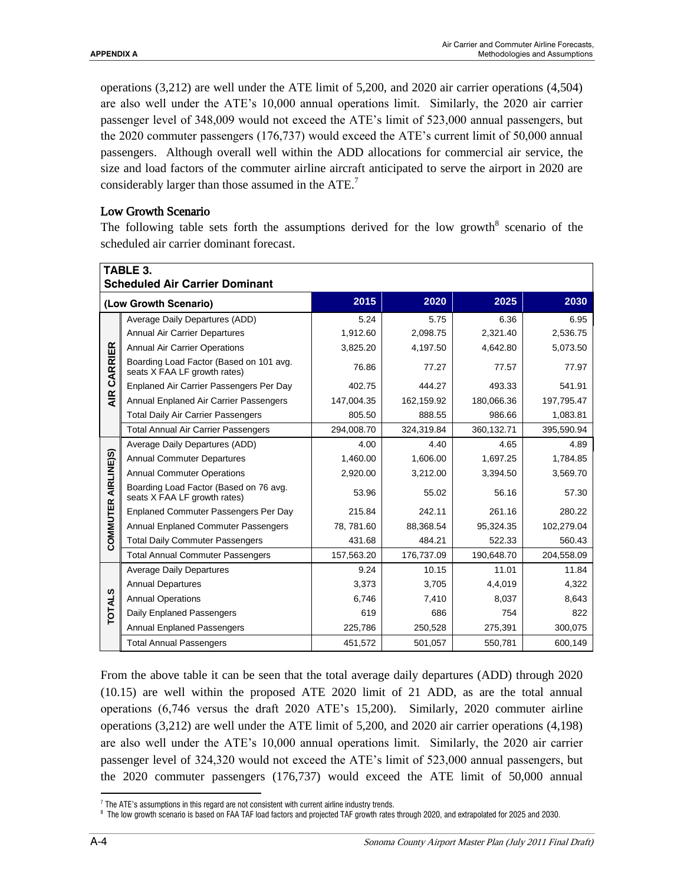operations (3,212) are well under the ATE limit of 5,200, and 2020 air carrier operations (4,504) are also well under the ATE's 10,000 annual operations limit. Similarly, the 2020 air carrier passenger level of 348,009 would not exceed the ATE's limit of 523,000 annual passengers, but the 2020 commuter passengers (176,737) would exceed the ATE's current limit of 50,000 annual passengers. Although overall well within the ADD allocations for commercial air service, the size and load factors of the commuter airline aircraft anticipated to serve the airport in 2020 are considerably larger than those assumed in the ATE.[7]

### Low Growth Scenario

The following table sets forth the assumptions derived for the low growth[8] scenario of the scheduled air carrier dominant forecast.

**TABLE 3. Scheduled Air Carrier Dominant**

| (Low Growth Scenario) | | 2015 | 2020 | 2025 | 2030 |
|---|---|---|---|---|---|
| AIR CARRIER | Average Daily Departures (ADD) | 5.24 | 5.75 | 6.36 | 6.95 |
| | Annual Air Carrier Departures | 1,912.60 | 2,098.75 | 2,321.40 | 2,536.75 |
| | Annual Air Carrier Operations | 3,825.20 | 4,197.50 | 4,642.80 | 5,073.50 |
| | Boarding Load Factor (Based on 101 avg. seats X FAA LF growth rates) | 76.86 | 77.27 | 77.57 | 77.97 |
| | Enplaned Air Carrier Passengers Per Day | 402.75 | 444.27 | 493.33 | 541.91 |
| | Annual Enplaned Air Carrier Passengers | 147,004.35 | 162,159.92 | 180,066.36 | 197,795.47 |
| | Total Daily Air Carrier Passengers | 805.50 | 888.55 | 986.66 | 1,083.81 |
| | Total Annual Air Carrier Passengers | 294,008.70 | 324,319.84 | 360,132.71 | 395,590.94 |
| COMMUTER AIRLINE)S) | Average Daily Departures (ADD) | 4.00 | 4.40 | 4.65 | 4.89 |
| | Annual Commuter Departures | 1,460.00 | 1,606.00 | 1,697.25 | 1,784.85 |
| | Annual Commuter Operations | 2,920.00 | 3,212.00 | 3,394.50 | 3,569.70 |
| | Boarding Load Factor (Based on 76 avg. seats X FAA LF growth rates) | 53.96 | 55.02 | 56.16 | 57.30 |
| | Enplaned Commuter Passengers Per Day | 215.84 | 242.11 | 261.16 | 280.22 |
| | Annual Enplaned Commuter Passengers | 78, 781.60 | 88,368.54 | 95,324.35 | 102,279.04 |
| | Total Daily Commuter Passengers | 431.68 | 484.21 | 522.33 | 560.43 |
| | Total Annual Commuter Passengers | 157,563.20 | 176,737.09 | 190,648.70 | 204,558.09 |
| TOTALS | Average Daily Departures | 9.24 | 10.15 | 11.01 | 11.84 |
| | Annual Departures | 3,373 | 3,705 | 4,4,019 | 4,322 |
| | Annual Operations | 6,746 | 7,410 | 8,037 | 8,643 |
| | Daily Enplaned Passengers | 619 | 686 | 754 | 822 |
| | Annual Enplaned Passengers | 225,786 | 250,528 | 275,391 | 300,075 |
| | Total Annual Passengers | 451,572 | 501,057 | 550,781 | 600,149 |

From the above table it can be seen that the total average daily departures (ADD) through 2020 (10.15) are well within the proposed ATE 2020 limit of 21 ADD, as are the total annual operations (6,746 versus the draft 2020 ATE's 15,200). Similarly, 2020 commuter airline operations (3,212) are well under the ATE limit of 5,200, and 2020 air carrier operations (4,198) are also well under the ATE's 10,000 annual operations limit. Similarly, the 2020 air carrier passenger level of 324,320 would not exceed the ATE's limit of 523,000 annual passengers, but the 2020 commuter passengers (176,737) would exceed the ATE limit of 50,000 annual

---

[7] The ATE's assumptions in this regard are not consistent with current airline industry trends.

[8] The low growth scenario is based on FAA TAF load factors and projected TAF growth rates through 2020, and extrapolated for 2025 and 2030.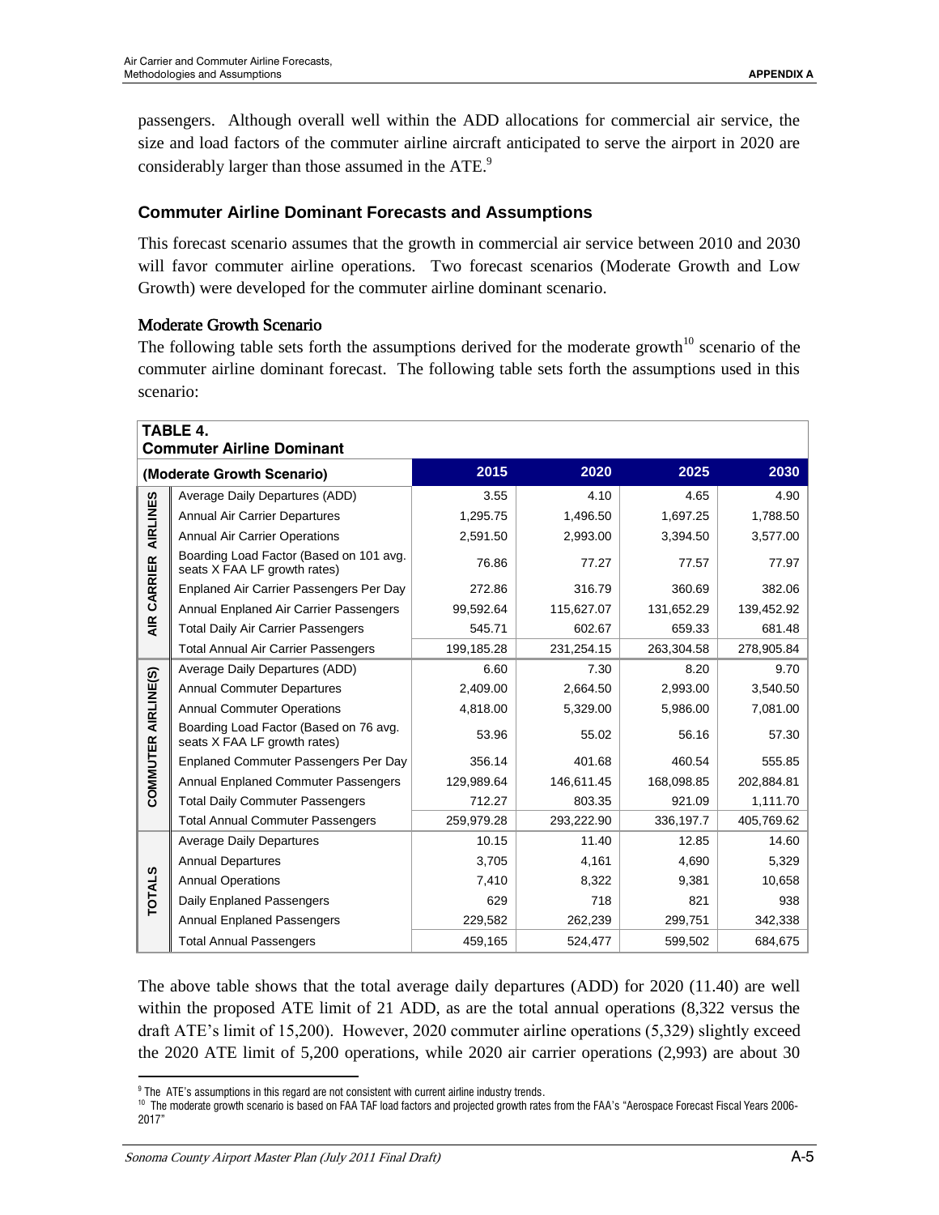passengers. Although overall well within the ADD allocations for commercial air service, the size and load factors of the commuter airline aircraft anticipated to serve the airport in 2020 are considerably larger than those assumed in the ATE.[9]

### Commuter Airline Dominant Forecasts and Assumptions

This forecast scenario assumes that the growth in commercial air service between 2010 and 2030 will favor commuter airline operations. Two forecast scenarios (Moderate Growth and Low Growth) were developed for the commuter airline dominant scenario.

#### Moderate Growth Scenario

The following table sets forth the assumptions derived for the moderate growth[10] scenario of the commuter airline dominant forecast. The following table sets forth the assumptions used in this scenario:

**TABLE 4.**
**Commuter Airline Dominant**

| (Moderate Growth Scenario) | | 2015 | 2020 | 2025 | 2030 |
|---|---|---|---|---|---|
| AIR CARRIER AIRLINES | Average Daily Departures (ADD) | 3.55 | 4.10 | 4.65 | 4.90 |
| | Annual Air Carrier Departures | 1,295.75 | 1,496.50 | 1,697.25 | 1,788.50 |
| | Annual Air Carrier Operations | 2,591.50 | 2,993.00 | 3,394.50 | 3,577.00 |
| | Boarding Load Factor (Based on 101 avg. seats X FAA LF growth rates) | 76.86 | 77.27 | 77.57 | 77.97 |
| | Enplaned Air Carrier Passengers Per Day | 272.86 | 316.79 | 360.69 | 382.06 |
| | Annual Enplaned Air Carrier Passengers | 99,592.64 | 115,627.07 | 131,652.29 | 139,452.92 |
| | Total Daily Air Carrier Passengers | 545.71 | 602.67 | 659.33 | 681.48 |
| | Total Annual Air Carrier Passengers | 199,185.28 | 231,254.15 | 263,304.58 | 278,905.84 |
| COMMUTER AIRLINE(S) | Average Daily Departures (ADD) | 6.60 | 7.30 | 8.20 | 9.70 |
| | Annual Commuter Departures | 2,409.00 | 2,664.50 | 2,993.00 | 3,540.50 |
| | Annual Commuter Operations | 4,818.00 | 5,329.00 | 5,986.00 | 7,081.00 |
| | Boarding Load Factor (Based on 76 avg. seats X FAA LF growth rates) | 53.96 | 55.02 | 56.16 | 57.30 |
| | Enplaned Commuter Passengers Per Day | 356.14 | 401.68 | 460.54 | 555.85 |
| | Annual Enplaned Commuter Passengers | 129,989.64 | 146,611.45 | 168,098.85 | 202,884.81 |
| | Total Daily Commuter Passengers | 712.27 | 803.35 | 921.09 | 1,111.70 |
| | Total Annual Commuter Passengers | 259,979.28 | 293,222.90 | 336,197.7 | 405,769.62 |
| TOTALS | Average Daily Departures | 10.15 | 11.40 | 12.85 | 14.60 |
| | Annual Departures | 3,705 | 4,161 | 4,690 | 5,329 |
| | Annual Operations | 7,410 | 8,322 | 9,381 | 10,658 |
| | Daily Enplaned Passengers | 629 | 718 | 821 | 938 |
| | Annual Enplaned Passengers | 229,582 | 262,239 | 299,751 | 342,338 |
| | Total Annual Passengers | 459,165 | 524,477 | 599,502 | 684,675 |

The above table shows that the total average daily departures (ADD) for 2020 (11.40) are well within the proposed ATE limit of 21 ADD, as are the total annual operations (8,322 versus the draft ATE's limit of 15,200). However, 2020 commuter airline operations (5,329) slightly exceed the 2020 ATE limit of 5,200 operations, while 2020 air carrier operations (2,993) are about 30

[9] The ATE's assumptions in this regard are not consistent with current airline industry trends.

[10] The moderate growth scenario is based on FAA TAF load factors and projected growth rates from the FAA's "Aerospace Forecast Fiscal Years 2006-2017"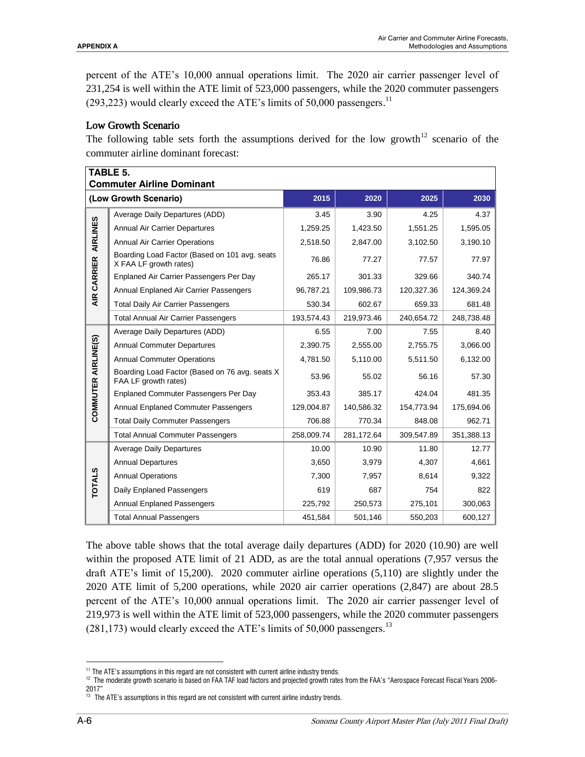percent of the ATE's 10,000 annual operations limit. The 2020 air carrier passenger level of 231,254 is well within the ATE limit of 523,000 passengers, while the 2020 commuter passengers (293,223) would clearly exceed the ATE's limits of 50,000 passengers.[11]

### Low Growth Scenario

The following table sets forth the assumptions derived for the low growth[12] scenario of the commuter airline dominant forecast:

| **TABLE 5. Commuter Airline Dominant** | | | | | |
|---|---|---|---|---|---|
| **(Low Growth Scenario)** | | **2015** | **2020** | **2025** | **2030** |
| AIR CARRIER AIRLINES | Average Daily Departures (ADD) | 3.45 | 3.90 | 4.25 | 4.37 |
| | Annual Air Carrier Departures | 1,259.25 | 1,423.50 | 1,551.25 | 1,595.05 |
| | Annual Air Carrier Operations | 2,518.50 | 2,847.00 | 3,102.50 | 3,190.10 |
| | Boarding Load Factor (Based on 101 avg. seats X FAA LF growth rates) | 76.86 | 77.27 | 77.57 | 77.97 |
| | Enplaned Air Carrier Passengers Per Day | 265.17 | 301.33 | 329.66 | 340.74 |
| | Annual Enplaned Air Carrier Passengers | 96,787.21 | 109,986.73 | 120,327.36 | 124,369.24 |
| | Total Daily Air Carrier Passengers | 530.34 | 602.67 | 659.33 | 681.48 |
| | Total Annual Air Carrier Passengers | 193,574.43 | 219,973.46 | 240,654.72 | 248,738.48 |
| COMMUTER AIRLINE(S) | Average Daily Departures (ADD) | 6.55 | 7.00 | 7.55 | 8.40 |
| | Annual Commuter Departures | 2,390.75 | 2,555.00 | 2,755.75 | 3,066.00 |
| | Annual Commuter Operations | 4,781.50 | 5,110.00 | 5,511.50 | 6,132.00 |
| | Boarding Load Factor (Based on 76 avg. seats X FAA LF growth rates) | 53.96 | 55.02 | 56.16 | 57.30 |
| | Enplaned Commuter Passengers Per Day | 353.43 | 385.17 | 424.04 | 481.35 |
| | Annual Enplaned Commuter Passengers | 129,004.87 | 140,586.32 | 154,773.94 | 175,694.06 |
| | Total Daily Commuter Passengers | 706.88 | 770.34 | 848.08 | 962.71 |
| | Total Annual Commuter Passengers | 258,009.74 | 281,172.64 | 309,547.89 | 351,388.13 |
| TOTALS | Average Daily Departures | 10.00 | 10.90 | 11.80 | 12.77 |
| | Annual Departures | 3,650 | 3,979 | 4,307 | 4,661 |
| | Annual Operations | 7,300 | 7,957 | 8,614 | 9,322 |
| | Daily Enplaned Passengers | 619 | 687 | 754 | 822 |
| | Annual Enplaned Passengers | 225,792 | 250,573 | 275,101 | 300,063 |
| | Total Annual Passengers | 451,584 | 501,146 | 550,203 | 600,127 |

The above table shows that the total average daily departures (ADD) for 2020 (10.90) are well within the proposed ATE limit of 21 ADD, as are the total annual operations (7,957 versus the draft ATE's limit of 15,200). 2020 commuter airline operations (5,110) are slightly under the 2020 ATE limit of 5,200 operations, while 2020 air carrier operations (2,847) are about 28.5 percent of the ATE's 10,000 annual operations limit. The 2020 air carrier passenger level of 219,973 is well within the ATE limit of 523,000 passengers, while the 2020 commuter passengers (281,173) would clearly exceed the ATE's limits of 50,000 passengers.[13]

---

[11] The ATE's assumptions in this regard are not consistent with current airline industry trends.

[12] The moderate growth scenario is based on FAA TAF load factors and projected growth rates from the FAA's "Aerospace Forecast Fiscal Years 2006-2017"

[13] The ATE's assumptions in this regard are not consistent with current airline industry trends.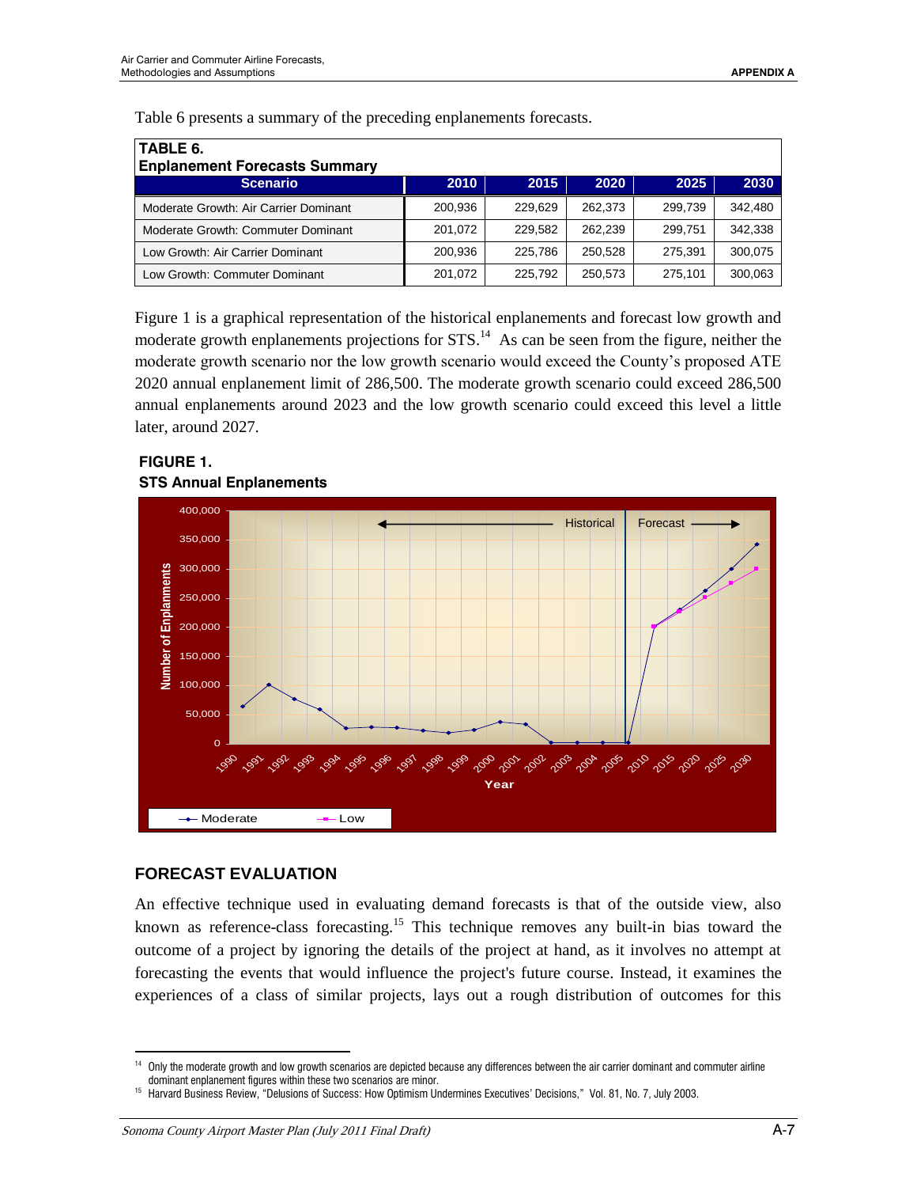Table 6 presents a summary of the preceding enplanements forecasts.

**TABLE 6.**
**Enplanement Forecasts Summary**

| Scenario | 2010 | 2015 | 2020 | 2025 | 2030 |
|---|---|---|---|---|---|
| Moderate Growth: Air Carrier Dominant | 200,936 | 229,629 | 262,373 | 299,739 | 342,480 |
| Moderate Growth: Commuter Dominant | 201,072 | 229,582 | 262,239 | 299,751 | 342,338 |
| Low Growth: Air Carrier Dominant | 200,936 | 225,786 | 250,528 | 275,391 | 300,075 |
| Low Growth: Commuter Dominant | 201,072 | 225,792 | 250,573 | 275,101 | 300,063 |

Figure 1 is a graphical representation of the historical enplanements and forecast low growth and moderate growth enplanements projections for STS.[14] As can be seen from the figure, neither the moderate growth scenario nor the low growth scenario would exceed the County's proposed ATE 2020 annual enplanement limit of 286,500. The moderate growth scenario could exceed 286,500 annual enplanements around 2023 and the low growth scenario could exceed this level a little later, around 2027.

**FIGURE 1.**
**STS Annual Enplanements**

## FORECAST EVALUATION

An effective technique used in evaluating demand forecasts is that of the outside view, also known as reference-class forecasting.[15] This technique removes any built-in bias toward the outcome of a project by ignoring the details of the project at hand, as it involves no attempt at forecasting the events that would influence the project's future course. Instead, it examines the experiences of a class of similar projects, lays out a rough distribution of outcomes for this

[14] Only the moderate growth and low growth scenarios are depicted because any differences between the air carrier dominant and commuter airline dominant enplanement figures within these two scenarios are minor.

[15] Harvard Business Review, "Delusions of Success: How Optimism Undermines Executives' Decisions," Vol. 81, No. 7, July 2003.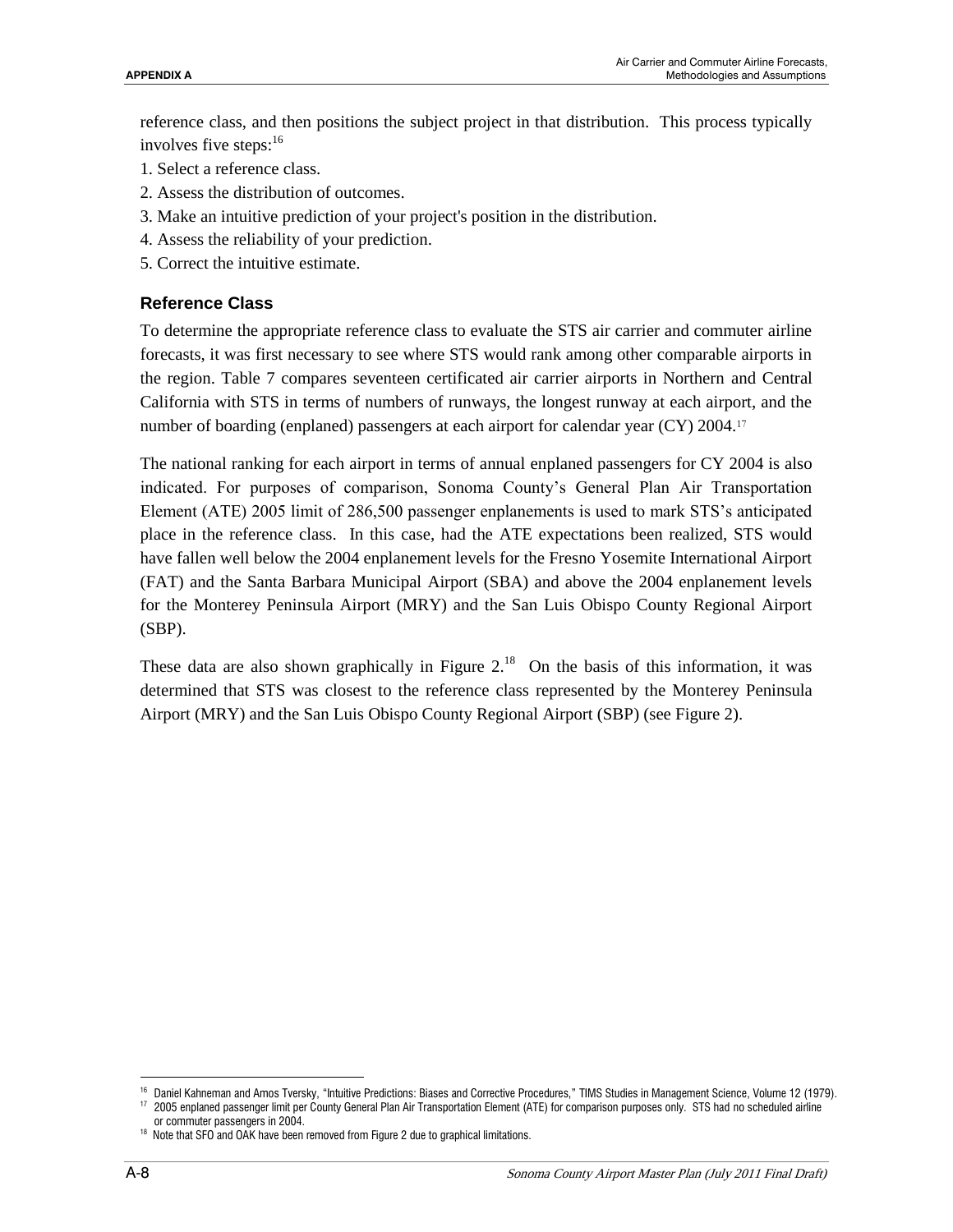reference class, and then positions the subject project in that distribution. This process typically involves five steps:[16]

1. Select a reference class.
2. Assess the distribution of outcomes.
3. Make an intuitive prediction of your project's position in the distribution.
4. Assess the reliability of your prediction.
5. Correct the intuitive estimate.

### Reference Class

To determine the appropriate reference class to evaluate the STS air carrier and commuter airline forecasts, it was first necessary to see where STS would rank among other comparable airports in the region. Table 7 compares seventeen certificated air carrier airports in Northern and Central California with STS in terms of numbers of runways, the longest runway at each airport, and the number of boarding (enplaned) passengers at each airport for calendar year (CY) 2004.[17]

The national ranking for each airport in terms of annual enplaned passengers for CY 2004 is also indicated. For purposes of comparison, Sonoma County's General Plan Air Transportation Element (ATE) 2005 limit of 286,500 passenger enplanements is used to mark STS's anticipated place in the reference class. In this case, had the ATE expectations been realized, STS would have fallen well below the 2004 enplanement levels for the Fresno Yosemite International Airport (FAT) and the Santa Barbara Municipal Airport (SBA) and above the 2004 enplanement levels for the Monterey Peninsula Airport (MRY) and the San Luis Obispo County Regional Airport (SBP).

These data are also shown graphically in Figure 2.[18] On the basis of this information, it was determined that STS was closest to the reference class represented by the Monterey Peninsula Airport (MRY) and the San Luis Obispo County Regional Airport (SBP) (see Figure 2).

[16] Daniel Kahneman and Amos Tversky, "Intuitive Predictions: Biases and Corrective Procedures," TIMS Studies in Management Science, Volume 12 (1979).

[17] 2005 enplaned passenger limit per County General Plan Air Transportation Element (ATE) for comparison purposes only. STS had no scheduled airline or commuter passengers in 2004.

[18] Note that SFO and OAK have been removed from Figure 2 due to graphical limitations.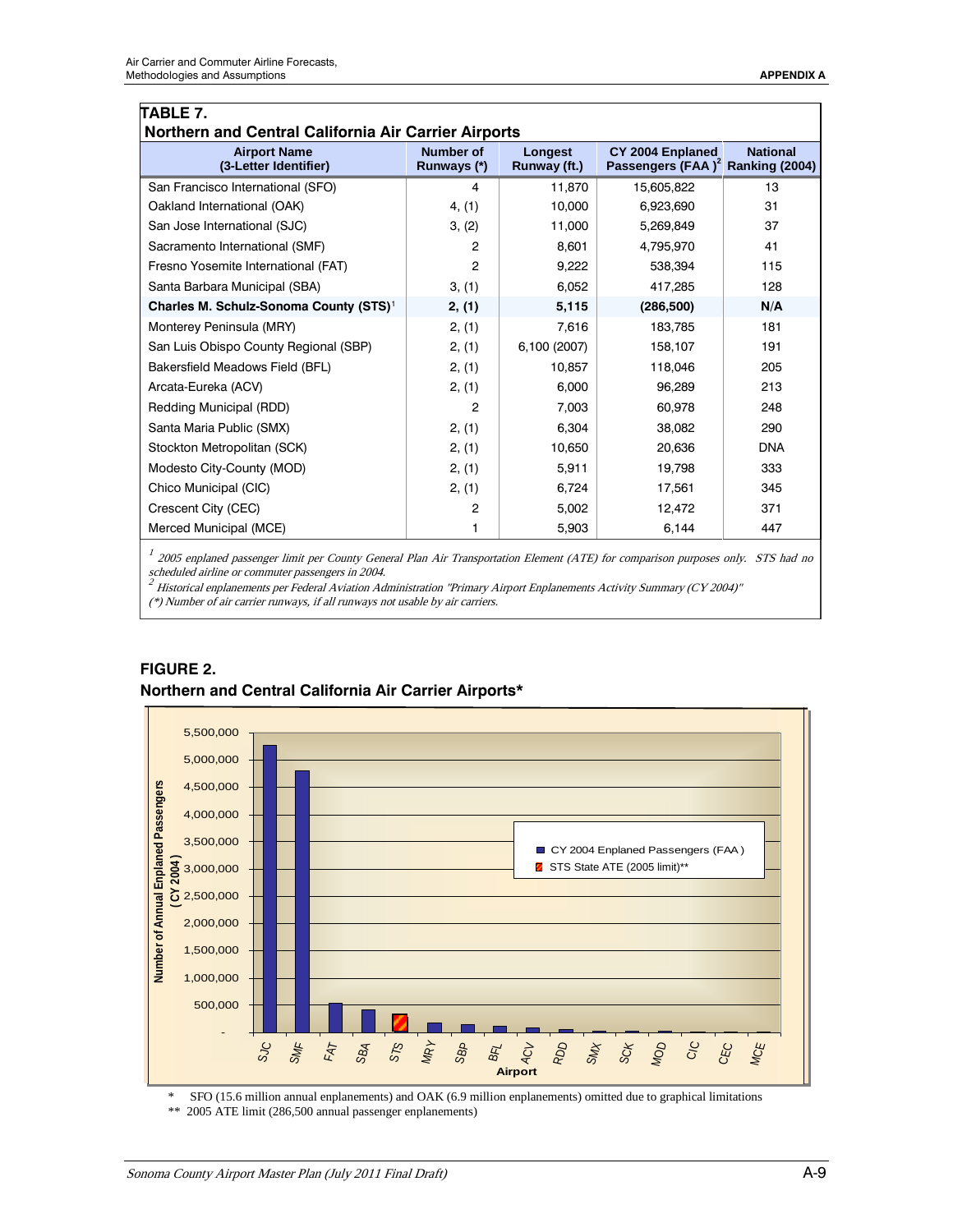**TABLE 7.**
**Northern and Central California Air Carrier Airports**

| Airport Name (3-Letter Identifier) | Number of Runways (*) | Longest Runway (ft.) | CY 2004 Enplaned Passengers (FAA)[2] | National Ranking (2004) |
|---|---|---|---|---|
| San Francisco International (SFO) | 4 | 11,870 | 15,605,822 | 13 |
| Oakland International (OAK) | 4, (1) | 10,000 | 6,923,690 | 31 |
| San Jose International (SJC) | 3, (2) | 11,000 | 5,269,849 | 37 |
| Sacramento International (SMF) | 2 | 8,601 | 4,795,970 | 41 |
| Fresno Yosemite International (FAT) | 2 | 9,222 | 538,394 | 115 |
| Santa Barbara Municipal (SBA) | 3, (1) | 6,052 | 417,285 | 128 |
| **Charles M. Schulz-Sonoma County (STS)[1]** | **2, (1)** | **5,115** | **(286,500)** | **N/A** |
| Monterey Peninsula (MRY) | 2, (1) | 7,616 | 183,785 | 181 |
| San Luis Obispo County Regional (SBP) | 2, (1) | 6,100 (2007) | 158,107 | 191 |
| Bakersfield Meadows Field (BFL) | 2, (1) | 10,857 | 118,046 | 205 |
| Arcata-Eureka (ACV) | 2, (1) | 6,000 | 96,289 | 213 |
| Redding Municipal (RDD) | 2 | 7,003 | 60,978 | 248 |
| Santa Maria Public (SMX) | 2, (1) | 6,304 | 38,082 | 290 |
| Stockton Metropolitan (SCK) | 2, (1) | 10,650 | 20,636 | DNA |
| Modesto City-County (MOD) | 2, (1) | 5,911 | 19,798 | 333 |
| Chico Municipal (CIC) | 2, (1) | 6,724 | 17,561 | 345 |
| Crescent City (CEC) | 2 | 5,002 | 12,472 | 371 |
| Merced Municipal (MCE) | 1 | 5,903 | 6,144 | 447 |

*[1] 2005 enplaned passenger limit per County General Plan Air Transportation Element (ATE) for comparison purposes only. STS had no scheduled airline or commuter passengers in 2004.*
*[2] Historical enplanements per Federal Aviation Administration "Primary Airport Enplanements Activity Summary (CY 2004)"*
*(*) Number of air carrier runways, if all runways not usable by air carriers.*

**FIGURE 2.**
**Northern and Central California Air Carrier Airports***

\* SFO (15.6 million annual enplanements) and OAK (6.9 million enplanements) omitted due to graphical limitations
\*\* 2005 ATE limit (286,500 annual passenger enplanements)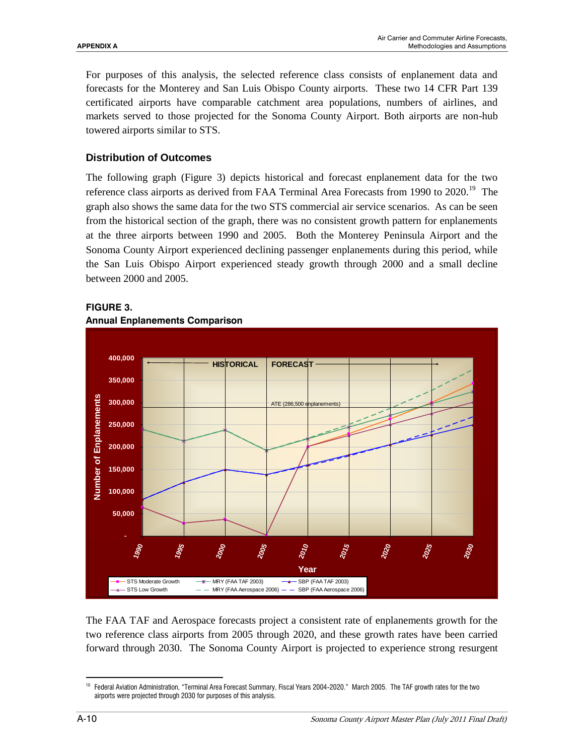For purposes of this analysis, the selected reference class consists of enplanement data and forecasts for the Monterey and San Luis Obispo County airports. These two 14 CFR Part 139 certificated airports have comparable catchment area populations, numbers of airlines, and markets served to those projected for the Sonoma County Airport. Both airports are non-hub towered airports similar to STS.

### Distribution of Outcomes

The following graph (Figure 3) depicts historical and forecast enplanement data for the two reference class airports as derived from FAA Terminal Area Forecasts from 1990 to 2020.[19] The graph also shows the same data for the two STS commercial air service scenarios. As can be seen from the historical section of the graph, there was no consistent growth pattern for enplanements at the three airports between 1990 and 2005. Both the Monterey Peninsula Airport and the Sonoma County Airport experienced declining passenger enplanements during this period, while the San Luis Obispo Airport experienced steady growth through 2000 and a small decline between 2000 and 2005.

**FIGURE 3.**
**Annual Enplanements Comparison**

The FAA TAF and Aerospace forecasts project a consistent rate of enplanements growth for the two reference class airports from 2005 through 2020, and these growth rates have been carried forward through 2030. The Sonoma County Airport is projected to experience strong resurgent

---

[19] Federal Aviation Administration, "Terminal Area Forecast Summary, Fiscal Years 2004-2020." March 2005. The TAF growth rates for the two airports were projected through 2030 for purposes of this analysis.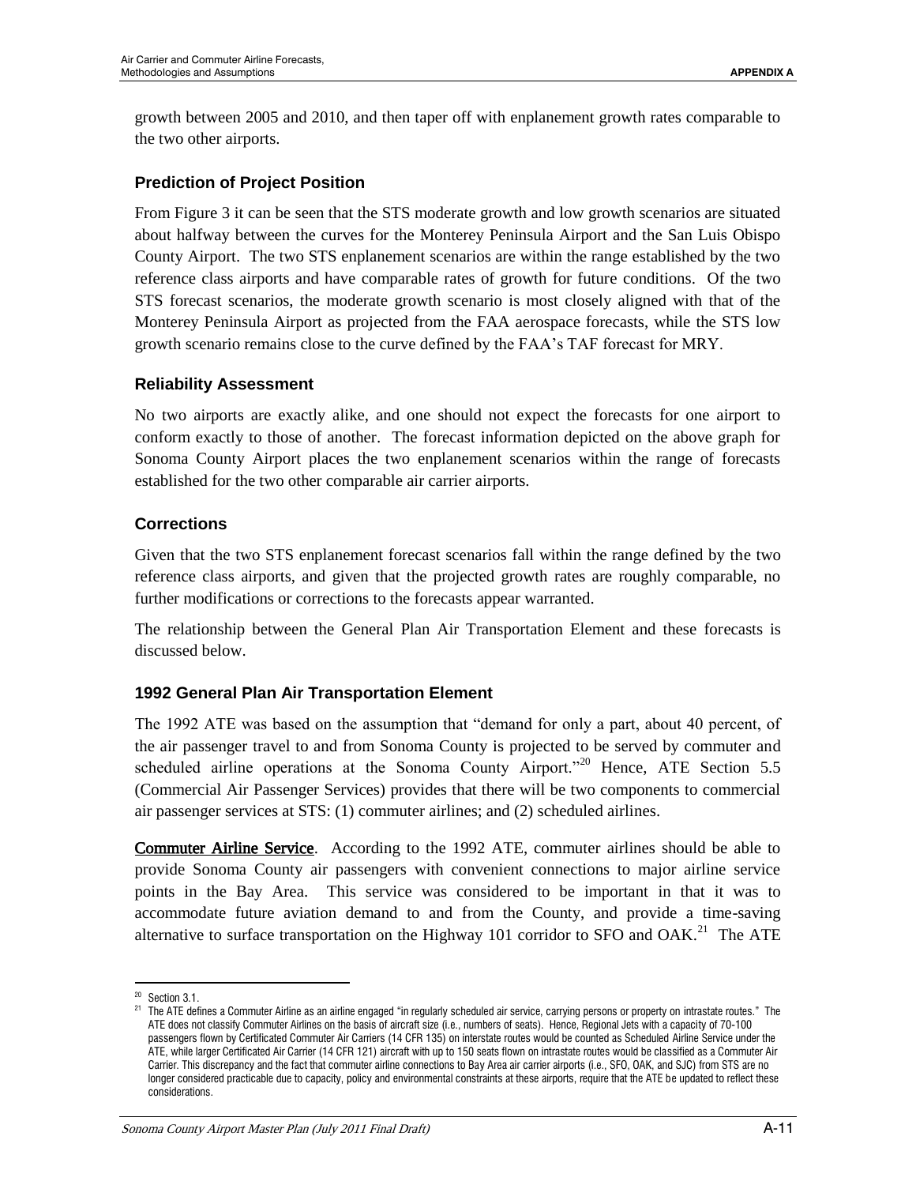growth between 2005 and 2010, and then taper off with enplanement growth rates comparable to the two other airports.

### Prediction of Project Position

From Figure 3 it can be seen that the STS moderate growth and low growth scenarios are situated about halfway between the curves for the Monterey Peninsula Airport and the San Luis Obispo County Airport. The two STS enplanement scenarios are within the range established by the two reference class airports and have comparable rates of growth for future conditions. Of the two STS forecast scenarios, the moderate growth scenario is most closely aligned with that of the Monterey Peninsula Airport as projected from the FAA aerospace forecasts, while the STS low growth scenario remains close to the curve defined by the FAA's TAF forecast for MRY.

### Reliability Assessment

No two airports are exactly alike, and one should not expect the forecasts for one airport to conform exactly to those of another. The forecast information depicted on the above graph for Sonoma County Airport places the two enplanement scenarios within the range of forecasts established for the two other comparable air carrier airports.

### Corrections

Given that the two STS enplanement forecast scenarios fall within the range defined by the two reference class airports, and given that the projected growth rates are roughly comparable, no further modifications or corrections to the forecasts appear warranted.

The relationship between the General Plan Air Transportation Element and these forecasts is discussed below.

### 1992 General Plan Air Transportation Element

The 1992 ATE was based on the assumption that "demand for only a part, about 40 percent, of the air passenger travel to and from Sonoma County is projected to be served by commuter and scheduled airline operations at the Sonoma County Airport."[20] Hence, ATE Section 5.5 (Commercial Air Passenger Services) provides that there will be two components to commercial air passenger services at STS: (1) commuter airlines; and (2) scheduled airlines.

**Commuter Airline Service**. According to the 1992 ATE, commuter airlines should be able to provide Sonoma County air passengers with convenient connections to major airline service points in the Bay Area. This service was considered to be important in that it was to accommodate future aviation demand to and from the County, and provide a time-saving alternative to surface transportation on the Highway 101 corridor to SFO and OAK.[21] The ATE

---

[20] Section 3.1.

[21] The ATE defines a Commuter Airline as an airline engaged "in regularly scheduled air service, carrying persons or property on intrastate routes." The ATE does not classify Commuter Airlines on the basis of aircraft size (i.e., numbers of seats). Hence, Regional Jets with a capacity of 70-100 passengers flown by Certificated Commuter Air Carriers (14 CFR 135) on interstate routes would be counted as Scheduled Airline Service under the ATE, while larger Certificated Air Carrier (14 CFR 121) aircraft with up to 150 seats flown on intrastate routes would be classified as a Commuter Air Carrier. This discrepancy and the fact that commuter airline connections to Bay Area air carrier airports (i.e., SFO, OAK, and SJC) from STS are no longer considered practicable due to capacity, policy and environmental constraints at these airports, require that the ATE be updated to reflect these considerations.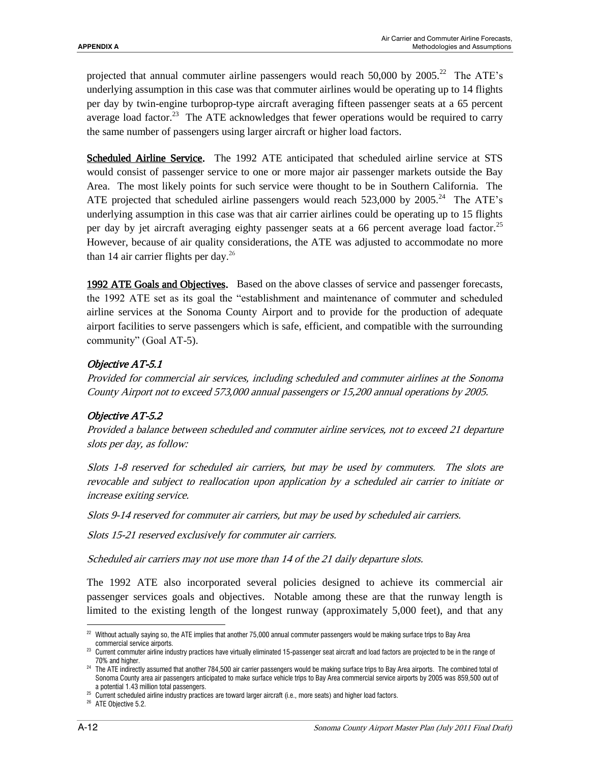projected that annual commuter airline passengers would reach 50,000 by 2005.[22] The ATE's underlying assumption in this case was that commuter airlines would be operating up to 14 flights per day by twin-engine turboprop-type aircraft averaging fifteen passenger seats at a 65 percent average load factor.[23] The ATE acknowledges that fewer operations would be required to carry the same number of passengers using larger aircraft or higher load factors.

**Scheduled Airline Service.** The 1992 ATE anticipated that scheduled airline service at STS would consist of passenger service to one or more major air passenger markets outside the Bay Area. The most likely points for such service were thought to be in Southern California. The ATE projected that scheduled airline passengers would reach 523,000 by 2005.[24] The ATE's underlying assumption in this case was that air carrier airlines could be operating up to 15 flights per day by jet aircraft averaging eighty passenger seats at a 66 percent average load factor.[25] However, because of air quality considerations, the ATE was adjusted to accommodate no more than 14 air carrier flights per day.[26]

**1992 ATE Goals and Objectives.** Based on the above classes of service and passenger forecasts, the 1992 ATE set as its goal the "establishment and maintenance of commuter and scheduled airline services at the Sonoma County Airport and to provide for the production of adequate airport facilities to serve passengers which is safe, efficient, and compatible with the surrounding community" (Goal AT-5).

### *Objective AT-5.1*

*Provided for commercial air services, including scheduled and commuter airlines at the Sonoma County Airport not to exceed 573,000 annual passengers or 15,200 annual operations by 2005.*

### *Objective AT-5.2*

*Provided a balance between scheduled and commuter airline services, not to exceed 21 departure slots per day, as follow:*

*Slots 1-8 reserved for scheduled air carriers, but may be used by commuters. The slots are revocable and subject to reallocation upon application by a scheduled air carrier to initiate or increase exiting service.*

*Slots 9-14 reserved for commuter air carriers, but may be used by scheduled air carriers.*

*Slots 15-21 reserved exclusively for commuter air carriers.*

*Scheduled air carriers may not use more than 14 of the 21 daily departure slots.*

The 1992 ATE also incorporated several policies designed to achieve its commercial air passenger services goals and objectives. Notable among these are that the runway length is limited to the existing length of the longest runway (approximately 5,000 feet), and that any

---

[22] Without actually saying so, the ATE implies that another 75,000 annual commuter passengers would be making surface trips to Bay Area commercial service airports.

[23] Current commuter airline industry practices have virtually eliminated 15-passenger seat aircraft and load factors are projected to be in the range of 70% and higher.

[24] The ATE indirectly assumed that another 784,500 air carrier passengers would be making surface trips to Bay Area airports. The combined total of Sonoma County area air passengers anticipated to make surface vehicle trips to Bay Area commercial service airports by 2005 was 859,500 out of a potential 1.43 million total passengers.

[25] Current scheduled airline industry practices are toward larger aircraft (i.e., more seats) and higher load factors.

[26] ATE Objective 5.2.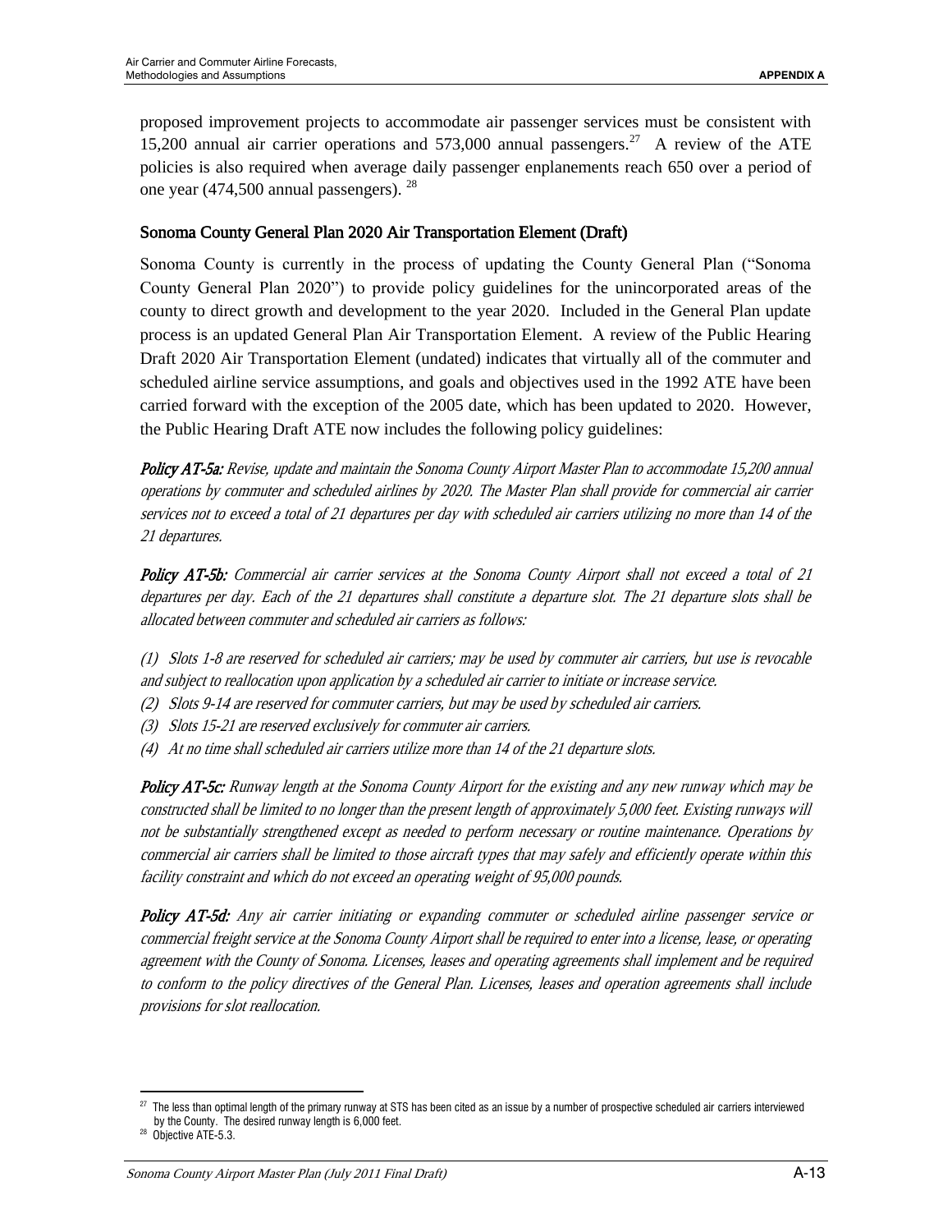proposed improvement projects to accommodate air passenger services must be consistent with 15,200 annual air carrier operations and 573,000 annual passengers.[27] A review of the ATE policies is also required when average daily passenger enplanements reach 650 over a period of one year (474,500 annual passengers).[28]

### Sonoma County General Plan 2020 Air Transportation Element (Draft)

Sonoma County is currently in the process of updating the County General Plan ("Sonoma County General Plan 2020") to provide policy guidelines for the unincorporated areas of the county to direct growth and development to the year 2020. Included in the General Plan update process is an updated General Plan Air Transportation Element. A review of the Public Hearing Draft 2020 Air Transportation Element (undated) indicates that virtually all of the commuter and scheduled airline service assumptions, and goals and objectives used in the 1992 ATE have been carried forward with the exception of the 2005 date, which has been updated to 2020. However, the Public Hearing Draft ATE now includes the following policy guidelines:

***Policy AT-5a:*** *Revise, update and maintain the Sonoma County Airport Master Plan to accommodate 15,200 annual operations by commuter and scheduled airlines by 2020. The Master Plan shall provide for commercial air carrier services not to exceed a total of 21 departures per day with scheduled air carriers utilizing no more than 14 of the 21 departures.*

***Policy AT-5b:*** *Commercial air carrier services at the Sonoma County Airport shall not exceed a total of 21 departures per day. Each of the 21 departures shall constitute a departure slot. The 21 departure slots shall be allocated between commuter and scheduled air carriers as follows:*

*(1) Slots 1-8 are reserved for scheduled air carriers; may be used by commuter air carriers, but use is revocable and subject to reallocation upon application by a scheduled air carrier to initiate or increase service.*
*(2) Slots 9-14 are reserved for commuter carriers, but may be used by scheduled air carriers.*
*(3) Slots 15-21 are reserved exclusively for commuter air carriers.*
*(4) At no time shall scheduled air carriers utilize more than 14 of the 21 departure slots.*

***Policy AT-5c:*** *Runway length at the Sonoma County Airport for the existing and any new runway which may be constructed shall be limited to no longer than the present length of approximately 5,000 feet. Existing runways will not be substantially strengthened except as needed to perform necessary or routine maintenance. Operations by commercial air carriers shall be limited to those aircraft types that may safely and efficiently operate within this facility constraint and which do not exceed an operating weight of 95,000 pounds.*

***Policy AT-5d:*** *Any air carrier initiating or expanding commuter or scheduled airline passenger service or commercial freight service at the Sonoma County Airport shall be required to enter into a license, lease, or operating agreement with the County of Sonoma. Licenses, leases and operating agreements shall implement and be required to conform to the policy directives of the General Plan. Licenses, leases and operation agreements shall include provisions for slot reallocation.*

---

[27] The less than optimal length of the primary runway at STS has been cited as an issue by a number of prospective scheduled air carriers interviewed by the County. The desired runway length is 6,000 feet.

[28] Objective ATE-5.3.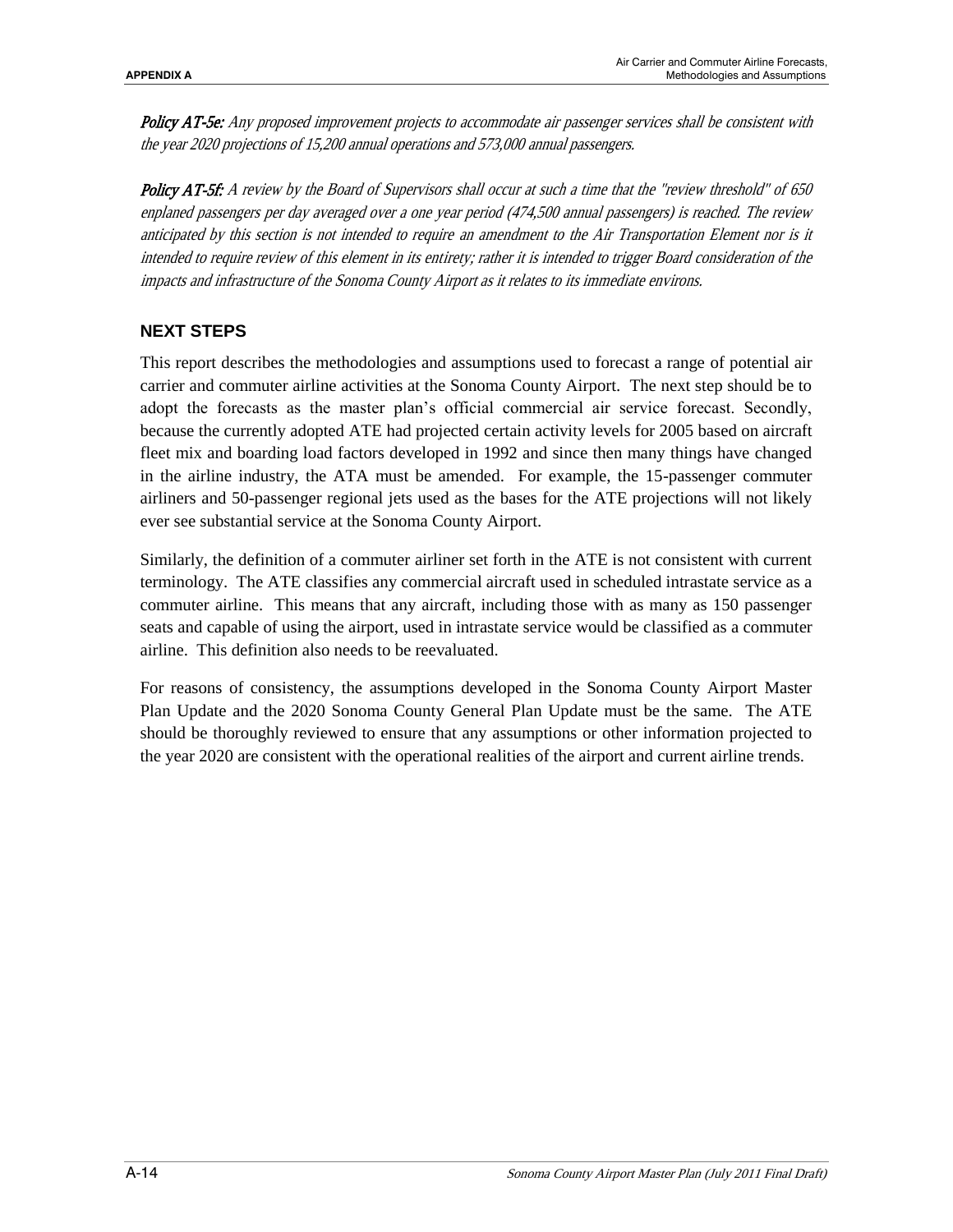***Policy AT-5e:*** *Any proposed improvement projects to accommodate air passenger services shall be consistent with the year 2020 projections of 15,200 annual operations and 573,000 annual passengers.*

***Policy AT-5f:*** *A review by the Board of Supervisors shall occur at such a time that the "review threshold" of 650 enplaned passengers per day averaged over a one year period (474,500 annual passengers) is reached. The review anticipated by this section is not intended to require an amendment to the Air Transportation Element nor is it intended to require review of this element in its entirety; rather it is intended to trigger Board consideration of the impacts and infrastructure of the Sonoma County Airport as it relates to its immediate environs.*

## NEXT STEPS

This report describes the methodologies and assumptions used to forecast a range of potential air carrier and commuter airline activities at the Sonoma County Airport. The next step should be to adopt the forecasts as the master plan's official commercial air service forecast. Secondly, because the currently adopted ATE had projected certain activity levels for 2005 based on aircraft fleet mix and boarding load factors developed in 1992 and since then many things have changed in the airline industry, the ATA must be amended. For example, the 15-passenger commuter airliners and 50-passenger regional jets used as the bases for the ATE projections will not likely ever see substantial service at the Sonoma County Airport.

Similarly, the definition of a commuter airliner set forth in the ATE is not consistent with current terminology. The ATE classifies any commercial aircraft used in scheduled intrastate service as a commuter airline. This means that any aircraft, including those with as many as 150 passenger seats and capable of using the airport, used in intrastate service would be classified as a commuter airline. This definition also needs to be reevaluated.

For reasons of consistency, the assumptions developed in the Sonoma County Airport Master Plan Update and the 2020 Sonoma County General Plan Update must be the same. The ATE should be thoroughly reviewed to ensure that any assumptions or other information projected to the year 2020 are consistent with the operational realities of the airport and current airline trends.